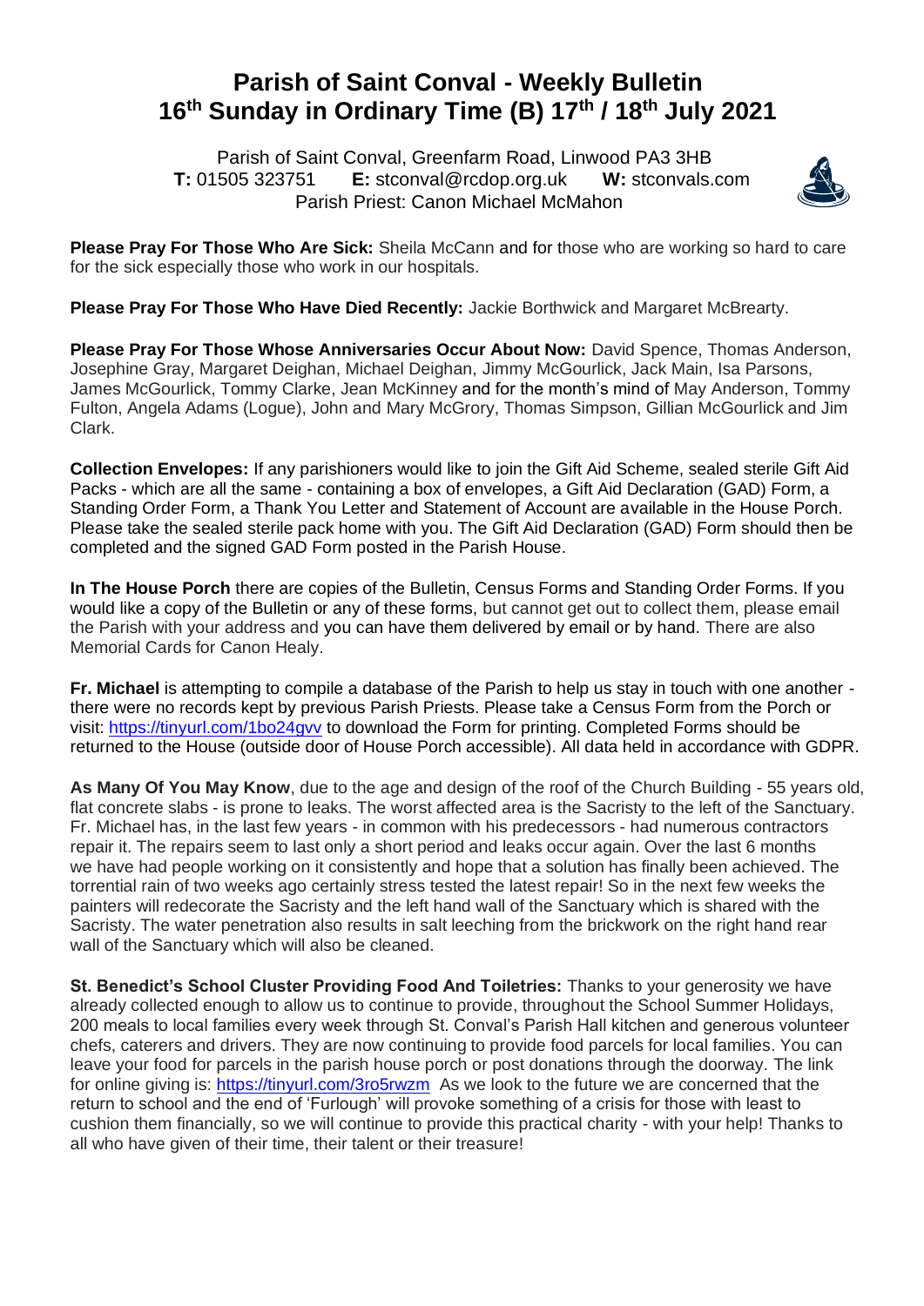# Parish of Saint Conval - Weekly Bulletin

# 16th Sunday in Ordinary Time (B) 17th / 18th July 2021

Parish of Saint Conval, Greenfarm Road, Linwood PA3 3HB
**T:** 01505 323751 **E:** stconval@rcdop.org.uk **W:** stconvals.com
Parish Priest: Canon Michael McMahon

**Please Pray For Those Who Are Sick:** Sheila McCann and for those who are working so hard to care for the sick especially those who work in our hospitals.

**Please Pray For Those Who Have Died Recently:** Jackie Borthwick and Margaret McBrearty.

**Please Pray For Those Whose Anniversaries Occur About Now:** David Spence, Thomas Anderson, Josephine Gray, Margaret Deighan, Michael Deighan, Jimmy McGourlick, Jack Main, Isa Parsons, James McGourlick, Tommy Clarke, Jean McKinney and for the month's mind of May Anderson, Tommy Fulton, Angela Adams (Logue), John and Mary McGrory, Thomas Simpson, Gillian McGourlick and Jim Clark.

**Collection Envelopes:** If any parishioners would like to join the Gift Aid Scheme, sealed sterile Gift Aid Packs - which are all the same - containing a box of envelopes, a Gift Aid Declaration (GAD) Form, a Standing Order Form, a Thank You Letter and Statement of Account are available in the House Porch. Please take the sealed sterile pack home with you. The Gift Aid Declaration (GAD) Form should then be completed and the signed GAD Form posted in the Parish House.

**In The House Porch** there are copies of the Bulletin, Census Forms and Standing Order Forms. If you would like a copy of the Bulletin or any of these forms, but cannot get out to collect them, please email the Parish with your address and you can have them delivered by email or by hand. There are also Memorial Cards for Canon Healy.

**Fr. Michael** is attempting to compile a database of the Parish to help us stay in touch with one another - there were no records kept by previous Parish Priests. Please take a Census Form from the Porch or visit: https://tinyurl.com/1bo24gvv to download the Form for printing. Completed Forms should be returned to the House (outside door of House Porch accessible). All data held in accordance with GDPR.

**As Many Of You May Know**, due to the age and design of the roof of the Church Building - 55 years old, flat concrete slabs - is prone to leaks. The worst affected area is the Sacristy to the left of the Sanctuary. Fr. Michael has, in the last few years - in common with his predecessors - had numerous contractors repair it. The repairs seem to last only a short period and leaks occur again. Over the last 6 months we have had people working on it consistently and hope that a solution has finally been achieved. The torrential rain of two weeks ago certainly stress tested the latest repair! So in the next few weeks the painters will redecorate the Sacristy and the left hand wall of the Sanctuary which is shared with the Sacristy. The water penetration also results in salt leeching from the brickwork on the right hand rear wall of the Sanctuary which will also be cleaned.

**St. Benedict's School Cluster Providing Food And Toiletries:** Thanks to your generosity we have already collected enough to allow us to continue to provide, throughout the School Summer Holidays, 200 meals to local families every week through St. Conval's Parish Hall kitchen and generous volunteer chefs, caterers and drivers. They are now continuing to provide food parcels for local families. You can leave your food for parcels in the parish house porch or post donations through the doorway. The link for online giving is: https://tinyurl.com/3ro5rwzm As we look to the future we are concerned that the return to school and the end of 'Furlough' will provoke something of a crisis for those with least to cushion them financially, so we will continue to provide this practical charity - with your help! Thanks to all who have given of their time, their talent or their treasure!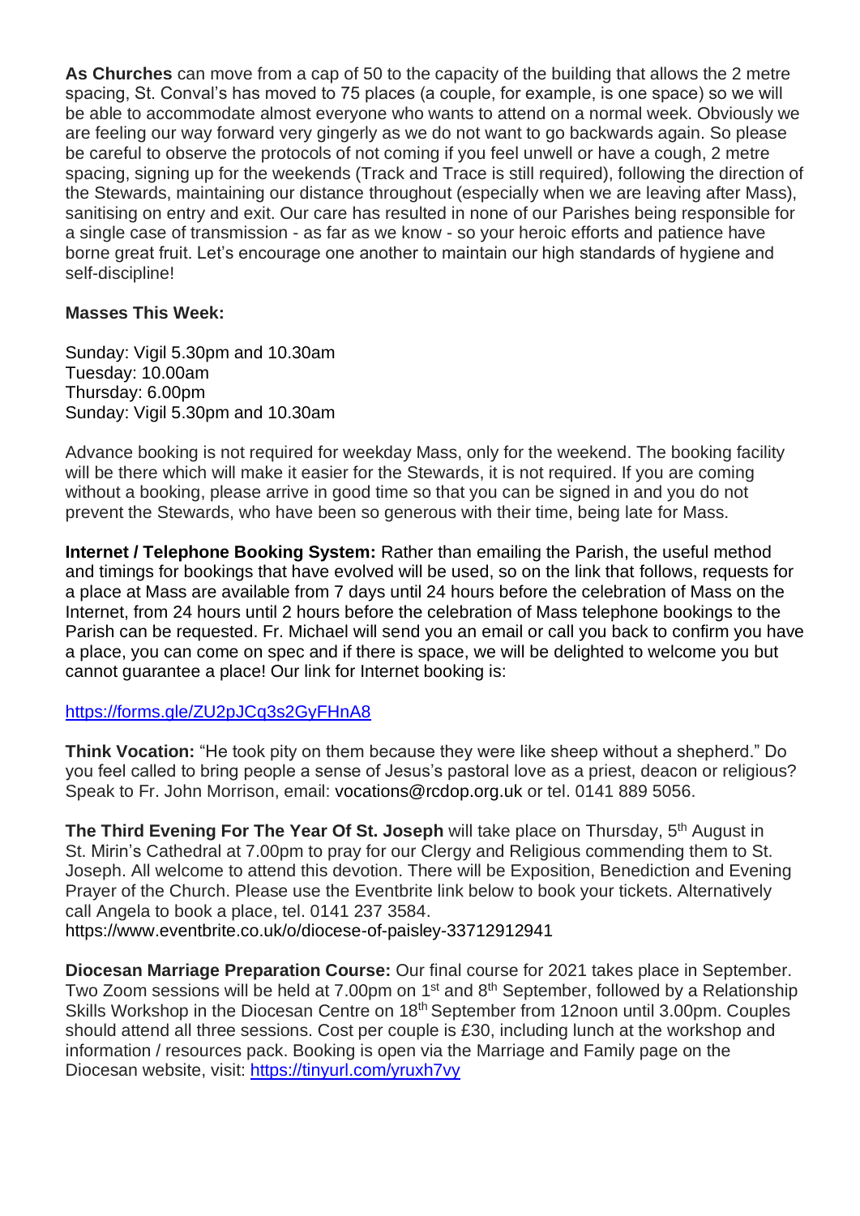**As Churches** can move from a cap of 50 to the capacity of the building that allows the 2 metre spacing, St. Conval's has moved to 75 places (a couple, for example, is one space) so we will be able to accommodate almost everyone who wants to attend on a normal week. Obviously we are feeling our way forward very gingerly as we do not want to go backwards again. So please be careful to observe the protocols of not coming if you feel unwell or have a cough, 2 metre spacing, signing up for the weekends (Track and Trace is still required), following the direction of the Stewards, maintaining our distance throughout (especially when we are leaving after Mass), sanitising on entry and exit. Our care has resulted in none of our Parishes being responsible for a single case of transmission - as far as we know - so your heroic efforts and patience have borne great fruit. Let's encourage one another to maintain our high standards of hygiene and self-discipline!

**Masses This Week:**

Sunday: Vigil 5.30pm and 10.30am
Tuesday: 10.00am
Thursday: 6.00pm
Sunday: Vigil 5.30pm and 10.30am

Advance booking is not required for weekday Mass, only for the weekend. The booking facility will be there which will make it easier for the Stewards, it is not required. If you are coming without a booking, please arrive in good time so that you can be signed in and you do not prevent the Stewards, who have been so generous with their time, being late for Mass.

**Internet / Telephone Booking System:** Rather than emailing the Parish, the useful method and timings for bookings that have evolved will be used, so on the link that follows, requests for a place at Mass are available from 7 days until 24 hours before the celebration of Mass on the Internet, from 24 hours until 2 hours before the celebration of Mass telephone bookings to the Parish can be requested. Fr. Michael will send you an email or call you back to confirm you have a place, you can come on spec and if there is space, we will be delighted to welcome you but cannot guarantee a place! Our link for Internet booking is:

https://forms.gle/ZU2pJCq3s2GyFHnA8

**Think Vocation:** "He took pity on them because they were like sheep without a shepherd." Do you feel called to bring people a sense of Jesus's pastoral love as a priest, deacon or religious? Speak to Fr. John Morrison, email: vocations@rcdop.org.uk or tel. 0141 889 5056.

**The Third Evening For The Year Of St. Joseph** will take place on Thursday, 5th August in St. Mirin's Cathedral at 7.00pm to pray for our Clergy and Religious commending them to St. Joseph. All welcome to attend this devotion. There will be Exposition, Benediction and Evening Prayer of the Church. Please use the Eventbrite link below to book your tickets. Alternatively call Angela to book a place, tel. 0141 237 3584.
https://www.eventbrite.co.uk/o/diocese-of-paisley-33712912941

**Diocesan Marriage Preparation Course:** Our final course for 2021 takes place in September. Two Zoom sessions will be held at 7.00pm on 1st and 8th September, followed by a Relationship Skills Workshop in the Diocesan Centre on 18th September from 12noon until 3.00pm. Couples should attend all three sessions. Cost per couple is £30, including lunch at the workshop and information / resources pack. Booking is open via the Marriage and Family page on the Diocesan website, visit: https://tinyurl.com/yruxh7vy